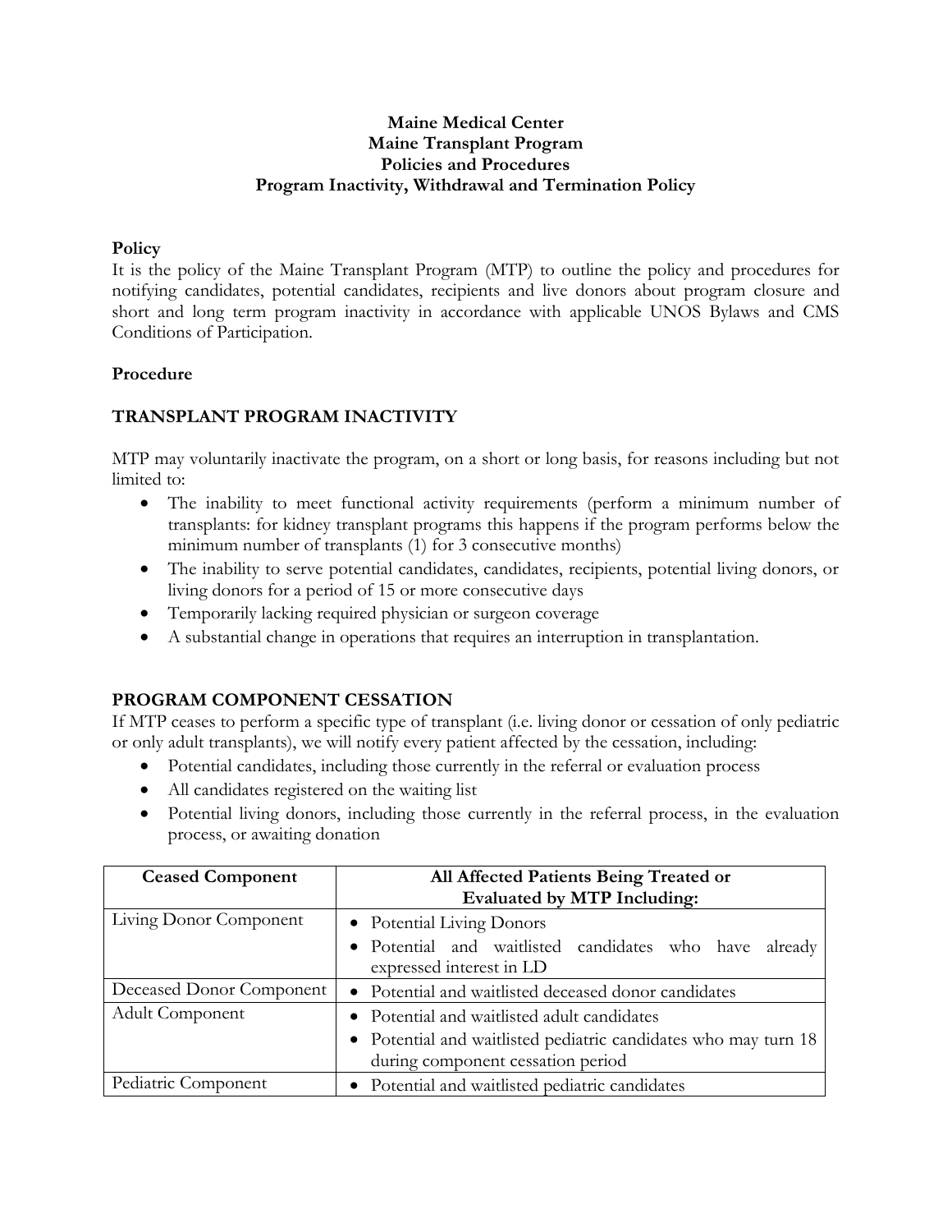**Maine Medical Center**
**Maine Transplant Program**
**Policies and Procedures**
**Program Inactivity, Withdrawal and Termination Policy**

**Policy**

It is the policy of the Maine Transplant Program (MTP) to outline the policy and procedures for notifying candidates, potential candidates, recipients and live donors about program closure and short and long term program inactivity in accordance with applicable UNOS Bylaws and CMS Conditions of Participation.

**Procedure**

## TRANSPLANT PROGRAM INACTIVITY

MTP may voluntarily inactivate the program, on a short or long basis, for reasons including but not limited to:

- The inability to meet functional activity requirements (perform a minimum number of transplants: for kidney transplant programs this happens if the program performs below the minimum number of transplants (1) for 3 consecutive months)
- The inability to serve potential candidates, candidates, recipients, potential living donors, or living donors for a period of 15 or more consecutive days
- Temporarily lacking required physician or surgeon coverage
- A substantial change in operations that requires an interruption in transplantation.

## PROGRAM COMPONENT CESSATION

If MTP ceases to perform a specific type of transplant (i.e. living donor or cessation of only pediatric or only adult transplants), we will notify every patient affected by the cessation, including:

- Potential candidates, including those currently in the referral or evaluation process
- All candidates registered on the waiting list
- Potential living donors, including those currently in the referral process, in the evaluation process, or awaiting donation

| Ceased Component | All Affected Patients Being Treated or Evaluated by MTP Including: |
|---|---|
| Living Donor Component | • Potential Living Donors<br>• Potential and waitlisted candidates who have already expressed interest in LD |
| Deceased Donor Component | • Potential and waitlisted deceased donor candidates |
| Adult Component | • Potential and waitlisted adult candidates<br>• Potential and waitlisted pediatric candidates who may turn 18 during component cessation period |
| Pediatric Component | • Potential and waitlisted pediatric candidates |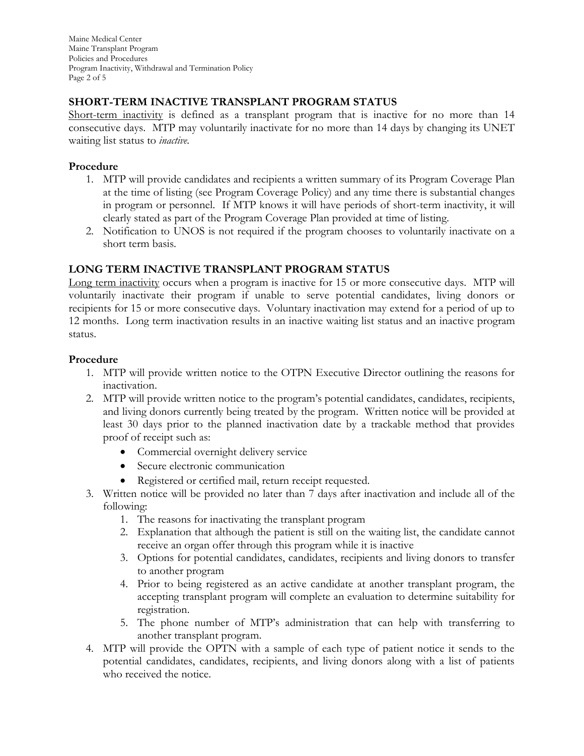## SHORT-TERM INACTIVE TRANSPLANT PROGRAM STATUS

Short-term inactivity is defined as a transplant program that is inactive for no more than 14 consecutive days. MTP may voluntarily inactivate for no more than 14 days by changing its UNET waiting list status to *inactive*.

### Procedure

1. MTP will provide candidates and recipients a written summary of its Program Coverage Plan at the time of listing (see Program Coverage Policy) and any time there is substantial changes in program or personnel. If MTP knows it will have periods of short-term inactivity, it will clearly stated as part of the Program Coverage Plan provided at time of listing.
2. Notification to UNOS is not required if the program chooses to voluntarily inactivate on a short term basis.

## LONG TERM INACTIVE TRANSPLANT PROGRAM STATUS

Long term inactivity occurs when a program is inactive for 15 or more consecutive days. MTP will voluntarily inactivate their program if unable to serve potential candidates, living donors or recipients for 15 or more consecutive days. Voluntary inactivation may extend for a period of up to 12 months. Long term inactivation results in an inactive waiting list status and an inactive program status.

### Procedure

1. MTP will provide written notice to the OTPN Executive Director outlining the reasons for inactivation.
2. MTP will provide written notice to the program's potential candidates, candidates, recipients, and living donors currently being treated by the program. Written notice will be provided at least 30 days prior to the planned inactivation date by a trackable method that provides proof of receipt such as:
   - Commercial overnight delivery service
   - Secure electronic communication
   - Registered or certified mail, return receipt requested.
3. Written notice will be provided no later than 7 days after inactivation and include all of the following:
   1. The reasons for inactivating the transplant program
   2. Explanation that although the patient is still on the waiting list, the candidate cannot receive an organ offer through this program while it is inactive
   3. Options for potential candidates, candidates, recipients and living donors to transfer to another program
   4. Prior to being registered as an active candidate at another transplant program, the accepting transplant program will complete an evaluation to determine suitability for registration.
   5. The phone number of MTP's administration that can help with transferring to another transplant program.
4. MTP will provide the OPTN with a sample of each type of patient notice it sends to the potential candidates, candidates, recipients, and living donors along with a list of patients who received the notice.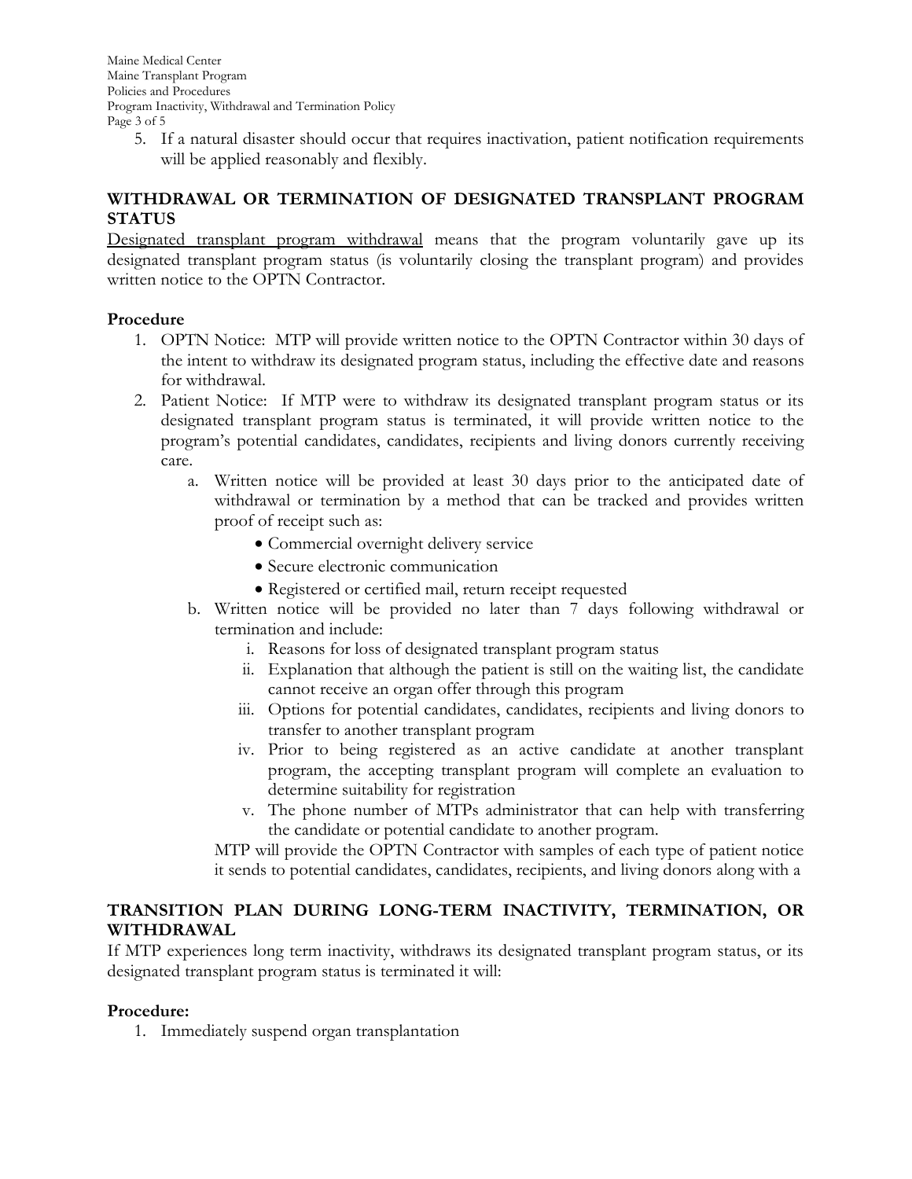5. If a natural disaster should occur that requires inactivation, patient notification requirements will be applied reasonably and flexibly.

## WITHDRAWAL OR TERMINATION OF DESIGNATED TRANSPLANT PROGRAM STATUS

Designated transplant program withdrawal means that the program voluntarily gave up its designated transplant program status (is voluntarily closing the transplant program) and provides written notice to the OPTN Contractor.

### Procedure

1. OPTN Notice: MTP will provide written notice to the OPTN Contractor within 30 days of the intent to withdraw its designated program status, including the effective date and reasons for withdrawal.
2. Patient Notice: If MTP were to withdraw its designated transplant program status or its designated transplant program status is terminated, it will provide written notice to the program's potential candidates, candidates, recipients and living donors currently receiving care.
    a. Written notice will be provided at least 30 days prior to the anticipated date of withdrawal or termination by a method that can be tracked and provides written proof of receipt such as:
        - Commercial overnight delivery service
        - Secure electronic communication
        - Registered or certified mail, return receipt requested
    b. Written notice will be provided no later than 7 days following withdrawal or termination and include:
        i. Reasons for loss of designated transplant program status
        ii. Explanation that although the patient is still on the waiting list, the candidate cannot receive an organ offer through this program
        iii. Options for potential candidates, candidates, recipients and living donors to transfer to another transplant program
        iv. Prior to being registered as an active candidate at another transplant program, the accepting transplant program will complete an evaluation to determine suitability for registration
        v. The phone number of MTPs administrator that can help with transferring the candidate or potential candidate to another program.

    MTP will provide the OPTN Contractor with samples of each type of patient notice it sends to potential candidates, candidates, recipients, and living donors along with a

## TRANSITION PLAN DURING LONG-TERM INACTIVITY, TERMINATION, OR WITHDRAWAL

If MTP experiences long term inactivity, withdraws its designated transplant program status, or its designated transplant program status is terminated it will:

### Procedure:

1. Immediately suspend organ transplantation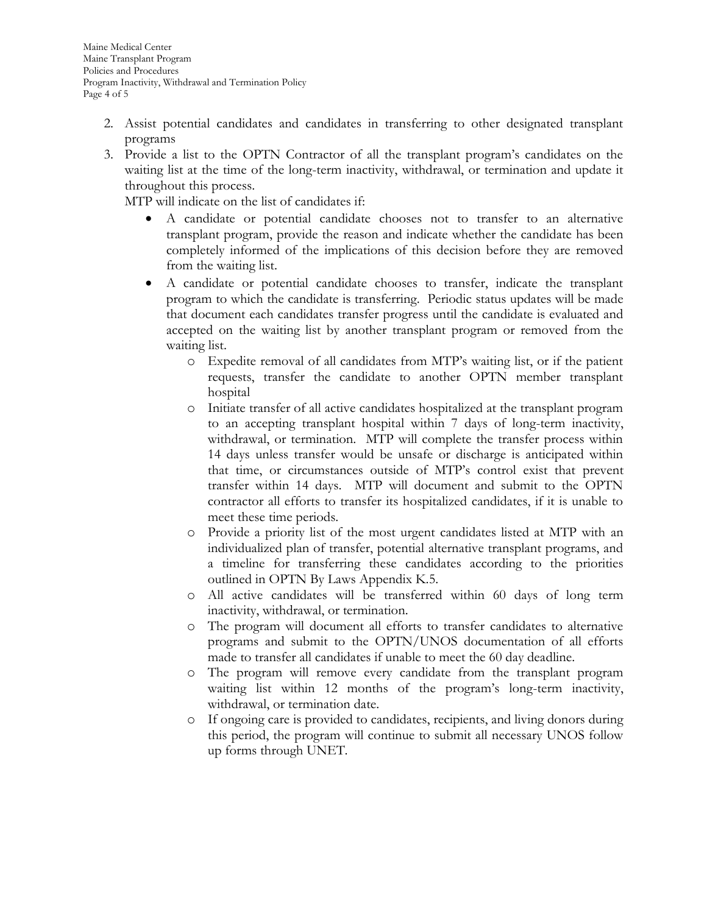2. Assist potential candidates and candidates in transferring to other designated transplant programs
3. Provide a list to the OPTN Contractor of all the transplant program's candidates on the waiting list at the time of the long-term inactivity, withdrawal, or termination and update it throughout this process.

   MTP will indicate on the list of candidates if:

   - A candidate or potential candidate chooses not to transfer to an alternative transplant program, provide the reason and indicate whether the candidate has been completely informed of the implications of this decision before they are removed from the waiting list.
   - A candidate or potential candidate chooses to transfer, indicate the transplant program to which the candidate is transferring. Periodic status updates will be made that document each candidates transfer progress until the candidate is evaluated and accepted on the waiting list by another transplant program or removed from the waiting list.
     - Expedite removal of all candidates from MTP's waiting list, or if the patient requests, transfer the candidate to another OPTN member transplant hospital
     - Initiate transfer of all active candidates hospitalized at the transplant program to an accepting transplant hospital within 7 days of long-term inactivity, withdrawal, or termination. MTP will complete the transfer process within 14 days unless transfer would be unsafe or discharge is anticipated within that time, or circumstances outside of MTP's control exist that prevent transfer within 14 days. MTP will document and submit to the OPTN contractor all efforts to transfer its hospitalized candidates, if it is unable to meet these time periods.
     - Provide a priority list of the most urgent candidates listed at MTP with an individualized plan of transfer, potential alternative transplant programs, and a timeline for transferring these candidates according to the priorities outlined in OPTN By Laws Appendix K.5.
     - All active candidates will be transferred within 60 days of long term inactivity, withdrawal, or termination.
     - The program will document all efforts to transfer candidates to alternative programs and submit to the OPTN/UNOS documentation of all efforts made to transfer all candidates if unable to meet the 60 day deadline.
     - The program will remove every candidate from the transplant program waiting list within 12 months of the program's long-term inactivity, withdrawal, or termination date.
     - If ongoing care is provided to candidates, recipients, and living donors during this period, the program will continue to submit all necessary UNOS follow up forms through UNET.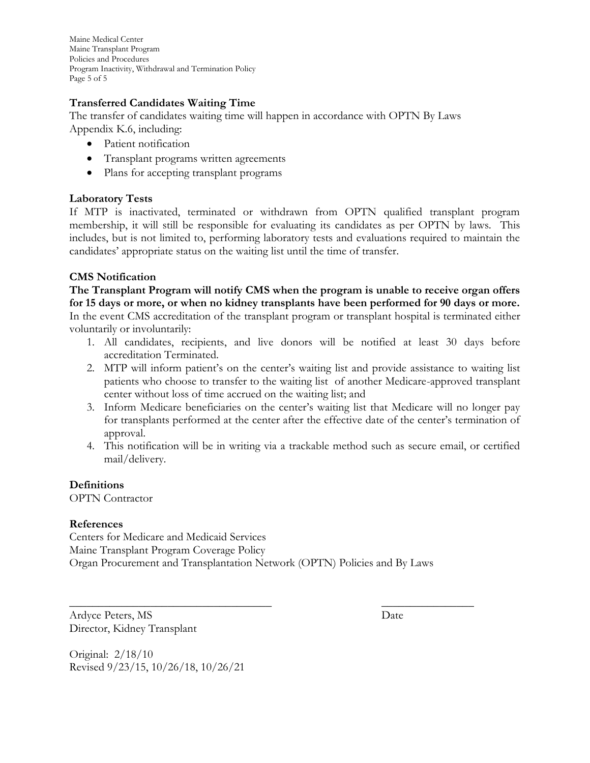### Transferred Candidates Waiting Time

The transfer of candidates waiting time will happen in accordance with OPTN By Laws Appendix K.6, including:

- Patient notification
- Transplant programs written agreements
- Plans for accepting transplant programs

### Laboratory Tests

If MTP is inactivated, terminated or withdrawn from OPTN qualified transplant program membership, it will still be responsible for evaluating its candidates as per OPTN by laws. This includes, but is not limited to, performing laboratory tests and evaluations required to maintain the candidates' appropriate status on the waiting list until the time of transfer.

### CMS Notification

**The Transplant Program will notify CMS when the program is unable to receive organ offers for 15 days or more, or when no kidney transplants have been performed for 90 days or more.** In the event CMS accreditation of the transplant program or transplant hospital is terminated either voluntarily or involuntarily:

1. All candidates, recipients, and live donors will be notified at least 30 days before accreditation Terminated.
2. MTP will inform patient's on the center's waiting list and provide assistance to waiting list patients who choose to transfer to the waiting list of another Medicare-approved transplant center without loss of time accrued on the waiting list; and
3. Inform Medicare beneficiaries on the center's waiting list that Medicare will no longer pay for transplants performed at the center after the effective date of the center's termination of approval.
4. This notification will be in writing via a trackable method such as secure email, or certified mail/delivery.

### Definitions

OPTN Contractor

### References

Centers for Medicare and Medicaid Services
Maine Transplant Program Coverage Policy
Organ Procurement and Transplantation Network (OPTN) Policies and By Laws

\_\_\_\_\_\_\_\_\_\_\_\_\_\_\_\_\_\_\_\_\_\_\_\_\_\_\_\_\_\_\_\_\_\_ \_\_\_\_\_\_\_\_\_\_\_\_\_\_\_\_

Ardyce Peters, MS Date
Director, Kidney Transplant

Original: 2/18/10
Revised 9/23/15, 10/26/18, 10/26/21